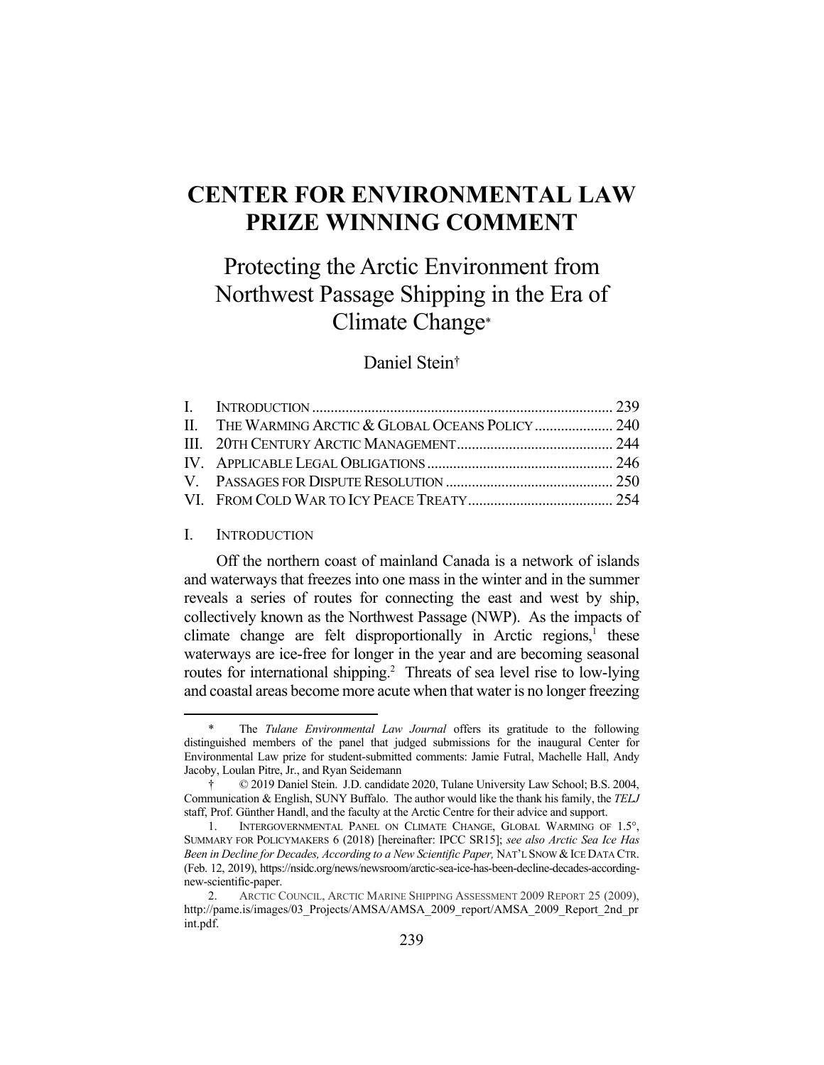# CENTER FOR ENVIRONMENTAL LAW PRIZE WINNING COMMENT

## Protecting the Arctic Environment from Northwest Passage Shipping in the Era of Climate Change*

Daniel Stein†

| | | |
|---|---|---|
| I. | INTRODUCTION | 239 |
| II. | THE WARMING ARCTIC & GLOBAL OCEANS POLICY | 240 |
| III. | 20TH CENTURY ARCTIC MANAGEMENT | 244 |
| IV. | APPLICABLE LEGAL OBLIGATIONS | 246 |
| V. | PASSAGES FOR DISPUTE RESOLUTION | 250 |
| VI. | FROM COLD WAR TO ICY PEACE TREATY | 254 |

### I. INTRODUCTION

Off the northern coast of mainland Canada is a network of islands and waterways that freezes into one mass in the winter and in the summer reveals a series of routes for connecting the east and west by ship, collectively known as the Northwest Passage (NWP). As the impacts of climate change are felt disproportionally in Arctic regions,[1] these waterways are ice-free for longer in the year and are becoming seasonal routes for international shipping.[2] Threats of sea level rise to low-lying and coastal areas become more acute when that water is no longer freezing

---

\* The *Tulane Environmental Law Journal* offers its gratitude to the following distinguished members of the panel that judged submissions for the inaugural Center for Environmental Law prize for student-submitted comments: Jamie Futral, Machelle Hall, Andy Jacoby, Loulan Pitre, Jr., and Ryan Seidemann

† © 2019 Daniel Stein. J.D. candidate 2020, Tulane University Law School; B.S. 2004, Communication & English, SUNY Buffalo. The author would like the thank his family, the *TELJ* staff, Prof. Günther Handl, and the faculty at the Arctic Centre for their advice and support.

1. INTERGOVERNMENTAL PANEL ON CLIMATE CHANGE, GLOBAL WARMING OF 1.5°, SUMMARY FOR POLICYMAKERS 6 (2018) [hereinafter: IPCC SR15]; *see also Arctic Sea Ice Has Been in Decline for Decades, According to a New Scientific Paper,* NAT'L SNOW & ICE DATA CTR. (Feb. 12, 2019), https://nsidc.org/news/newsroom/arctic-sea-ice-has-been-decline-decades-according-new-scientific-paper.

2. ARCTIC COUNCIL, ARCTIC MARINE SHIPPING ASSESSMENT 2009 REPORT 25 (2009), http://pame.is/images/03_Projects/AMSA/AMSA_2009_report/AMSA_2009_Report_2nd_print.pdf.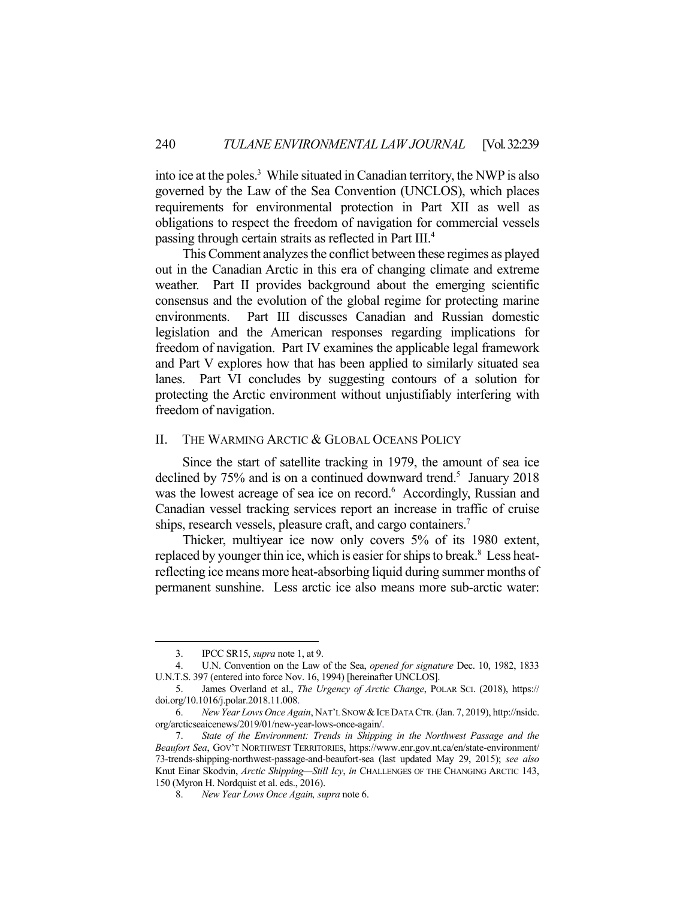into ice at the poles.[3] While situated in Canadian territory, the NWP is also governed by the Law of the Sea Convention (UNCLOS), which places requirements for environmental protection in Part XII as well as obligations to respect the freedom of navigation for commercial vessels passing through certain straits as reflected in Part III.[4]

This Comment analyzes the conflict between these regimes as played out in the Canadian Arctic in this era of changing climate and extreme weather. Part II provides background about the emerging scientific consensus and the evolution of the global regime for protecting marine environments. Part III discusses Canadian and Russian domestic legislation and the American responses regarding implications for freedom of navigation. Part IV examines the applicable legal framework and Part V explores how that has been applied to similarly situated sea lanes. Part VI concludes by suggesting contours of a solution for protecting the Arctic environment without unjustifiably interfering with freedom of navigation.

## II. THE WARMING ARCTIC & GLOBAL OCEANS POLICY

Since the start of satellite tracking in 1979, the amount of sea ice declined by 75% and is on a continued downward trend.[5] January 2018 was the lowest acreage of sea ice on record.[6] Accordingly, Russian and Canadian vessel tracking services report an increase in traffic of cruise ships, research vessels, pleasure craft, and cargo containers.[7]

Thicker, multiyear ice now only covers 5% of its 1980 extent, replaced by younger thin ice, which is easier for ships to break.[8] Less heat-reflecting ice means more heat-absorbing liquid during summer months of permanent sunshine. Less arctic ice also means more sub-arctic water:

---

3. IPCC SR15, *supra* note 1, at 9.

4. U.N. Convention on the Law of the Sea, *opened for signature* Dec. 10, 1982, 1833 U.N.T.S. 397 (entered into force Nov. 16, 1994) [hereinafter UNCLOS].

5. James Overland et al., *The Urgency of Arctic Change*, POLAR SCI. (2018), https://doi.org/10.1016/j.polar.2018.11.008.

6. *New Year Lows Once Again*, NAT'L SNOW & ICE DATA CTR. (Jan. 7, 2019), http://nsidc.org/arcticseaicenews/2019/01/new-year-lows-once-again/.

7. *State of the Environment: Trends in Shipping in the Northwest Passage and the Beaufort Sea*, GOV'T NORTHWEST TERRITORIES, https://www.enr.gov.nt.ca/en/state-environment/73-trends-shipping-northwest-passage-and-beaufort-sea (last updated May 29, 2015); *see also* Knut Einar Skodvin, *Arctic Shipping—Still Icy*, *in* CHALLENGES OF THE CHANGING ARCTIC 143, 150 (Myron H. Nordquist et al. eds., 2016).

8. *New Year Lows Once Again, supra* note 6.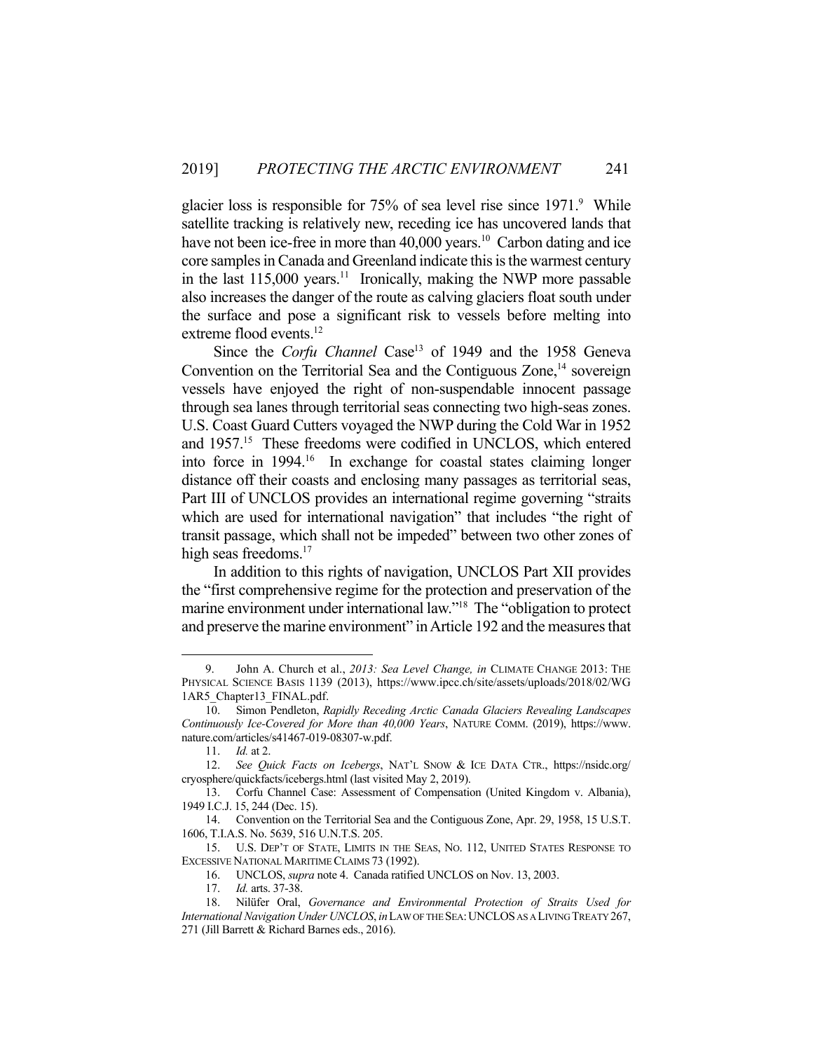glacier loss is responsible for 75% of sea level rise since 1971.[9] While satellite tracking is relatively new, receding ice has uncovered lands that have not been ice-free in more than 40,000 years.[10] Carbon dating and ice core samples in Canada and Greenland indicate this is the warmest century in the last 115,000 years.[11] Ironically, making the NWP more passable also increases the danger of the route as calving glaciers float south under the surface and pose a significant risk to vessels before melting into extreme flood events.[12]

Since the *Corfu Channel* Case[13] of 1949 and the 1958 Geneva Convention on the Territorial Sea and the Contiguous Zone,[14] sovereign vessels have enjoyed the right of non-suspendable innocent passage through sea lanes through territorial seas connecting two high-seas zones. U.S. Coast Guard Cutters voyaged the NWP during the Cold War in 1952 and 1957.[15] These freedoms were codified in UNCLOS, which entered into force in 1994.[16] In exchange for coastal states claiming longer distance off their coasts and enclosing many passages as territorial seas, Part III of UNCLOS provides an international regime governing "straits which are used for international navigation" that includes "the right of transit passage, which shall not be impeded" between two other zones of high seas freedoms.[17]

In addition to this rights of navigation, UNCLOS Part XII provides the "first comprehensive regime for the protection and preservation of the marine environment under international law."[18] The "obligation to protect and preserve the marine environment" in Article 192 and the measures that

---

9. John A. Church et al., *2013: Sea Level Change, in* CLIMATE CHANGE 2013: THE PHYSICAL SCIENCE BASIS 1139 (2013), https://www.ipcc.ch/site/assets/uploads/2018/02/WG1AR5_Chapter13_FINAL.pdf.

10. Simon Pendleton, *Rapidly Receding Arctic Canada Glaciers Revealing Landscapes Continuously Ice-Covered for More than 40,000 Years*, NATURE COMM. (2019), https://www.nature.com/articles/s41467-019-08307-w.pdf.

11. *Id.* at 2.

12. *See Quick Facts on Icebergs*, NAT'L SNOW & ICE DATA CTR., https://nsidc.org/cryosphere/quickfacts/icebergs.html (last visited May 2, 2019).

13. Corfu Channel Case: Assessment of Compensation (United Kingdom v. Albania), 1949 I.C.J. 15, 244 (Dec. 15).

14. Convention on the Territorial Sea and the Contiguous Zone, Apr. 29, 1958, 15 U.S.T. 1606, T.I.A.S. No. 5639, 516 U.N.T.S. 205.

15. U.S. DEP'T OF STATE, LIMITS IN THE SEAS, NO. 112, UNITED STATES RESPONSE TO EXCESSIVE NATIONAL MARITIME CLAIMS 73 (1992).

16. UNCLOS, *supra* note 4. Canada ratified UNCLOS on Nov. 13, 2003.

17. *Id.* arts. 37-38.

18. Nilüfer Oral, *Governance and Environmental Protection of Straits Used for International Navigation Under UNCLOS*, *in* LAW OF THE SEA: UNCLOS AS A LIVING TREATY 267, 271 (Jill Barrett & Richard Barnes eds., 2016).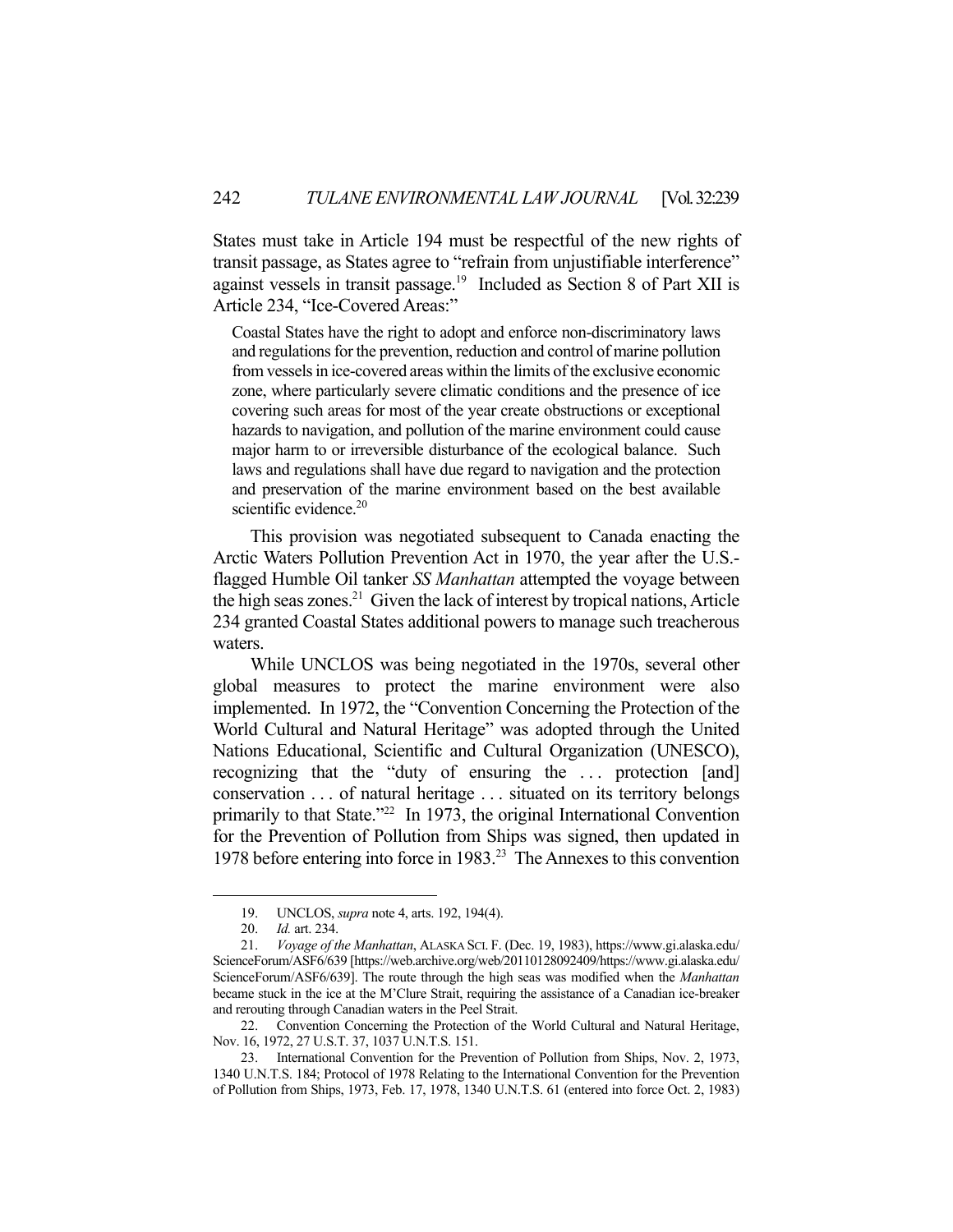States must take in Article 194 must be respectful of the new rights of transit passage, as States agree to "refrain from unjustifiable interference" against vessels in transit passage.[19] Included as Section 8 of Part XII is Article 234, "Ice-Covered Areas:"

> Coastal States have the right to adopt and enforce non-discriminatory laws and regulations for the prevention, reduction and control of marine pollution from vessels in ice-covered areas within the limits of the exclusive economic zone, where particularly severe climatic conditions and the presence of ice covering such areas for most of the year create obstructions or exceptional hazards to navigation, and pollution of the marine environment could cause major harm to or irreversible disturbance of the ecological balance. Such laws and regulations shall have due regard to navigation and the protection and preservation of the marine environment based on the best available scientific evidence.[20]

This provision was negotiated subsequent to Canada enacting the Arctic Waters Pollution Prevention Act in 1970, the year after the U.S.-flagged Humble Oil tanker *SS Manhattan* attempted the voyage between the high seas zones.[21] Given the lack of interest by tropical nations, Article 234 granted Coastal States additional powers to manage such treacherous waters.

While UNCLOS was being negotiated in the 1970s, several other global measures to protect the marine environment were also implemented. In 1972, the "Convention Concerning the Protection of the World Cultural and Natural Heritage" was adopted through the United Nations Educational, Scientific and Cultural Organization (UNESCO), recognizing that the "duty of ensuring the . . . protection [and] conservation . . . of natural heritage . . . situated on its territory belongs primarily to that State."[22] In 1973, the original International Convention for the Prevention of Pollution from Ships was signed, then updated in 1978 before entering into force in 1983.[23] The Annexes to this convention

---

19. UNCLOS, *supra* note 4, arts. 192, 194(4).

20. *Id.* art. 234.

21. *Voyage of the Manhattan*, ALASKA SCI. F. (Dec. 19, 1983), https://www.gi.alaska.edu/ScienceForum/ASF6/639 [https://web.archive.org/web/20110128092409/https://www.gi.alaska.edu/ScienceForum/ASF6/639]. The route through the high seas was modified when the *Manhattan* became stuck in the ice at the M'Clure Strait, requiring the assistance of a Canadian ice-breaker and rerouting through Canadian waters in the Peel Strait.

22. Convention Concerning the Protection of the World Cultural and Natural Heritage, Nov. 16, 1972, 27 U.S.T. 37, 1037 U.N.T.S. 151.

23. International Convention for the Prevention of Pollution from Ships, Nov. 2, 1973, 1340 U.N.T.S. 184; Protocol of 1978 Relating to the International Convention for the Prevention of Pollution from Ships, 1973, Feb. 17, 1978, 1340 U.N.T.S. 61 (entered into force Oct. 2, 1983)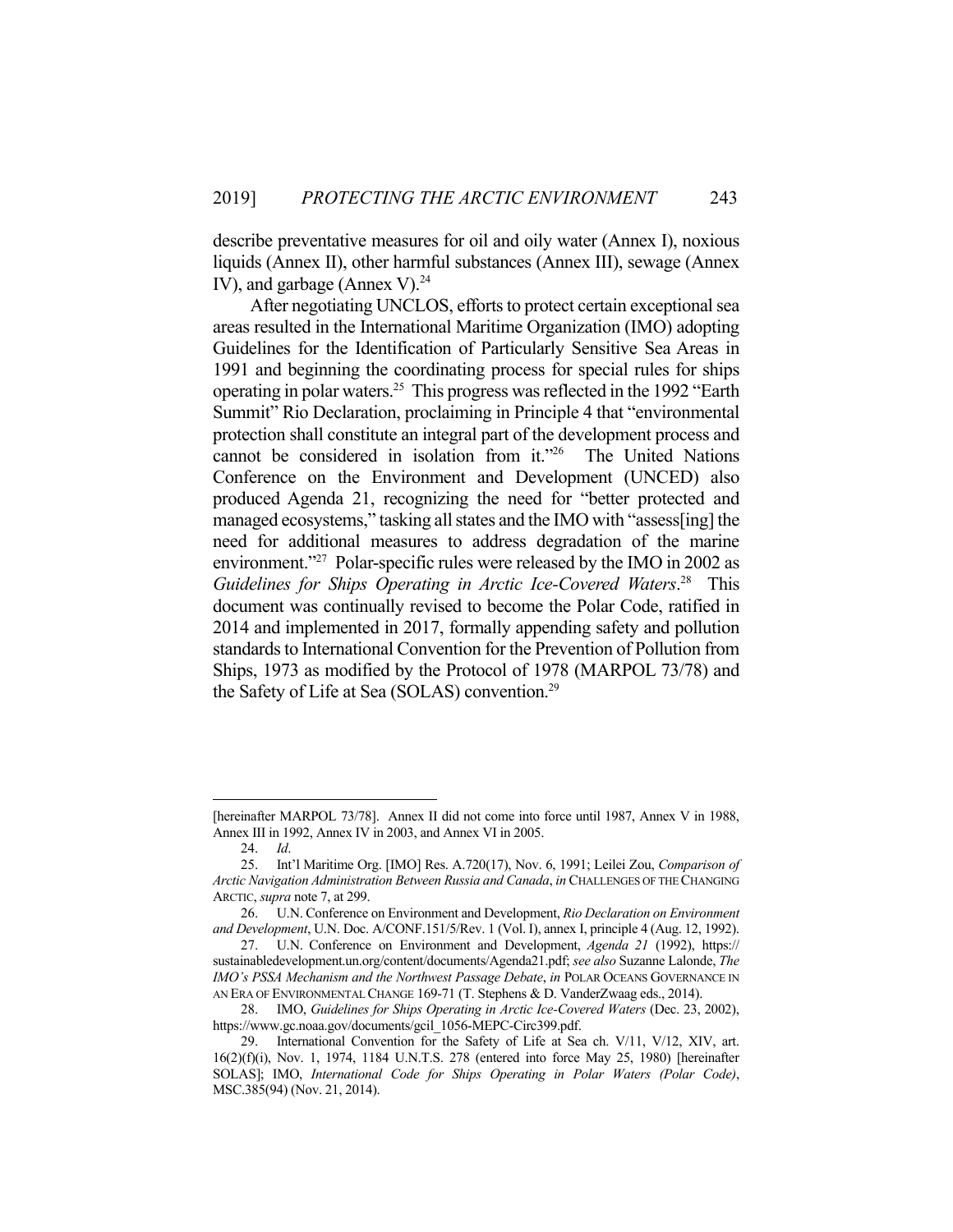describe preventative measures for oil and oily water (Annex I), noxious liquids (Annex II), other harmful substances (Annex III), sewage (Annex IV), and garbage (Annex V).[24]

After negotiating UNCLOS, efforts to protect certain exceptional sea areas resulted in the International Maritime Organization (IMO) adopting Guidelines for the Identification of Particularly Sensitive Sea Areas in 1991 and beginning the coordinating process for special rules for ships operating in polar waters.[25] This progress was reflected in the 1992 "Earth Summit" Rio Declaration, proclaiming in Principle 4 that "environmental protection shall constitute an integral part of the development process and cannot be considered in isolation from it."[26] The United Nations Conference on the Environment and Development (UNCED) also produced Agenda 21, recognizing the need for "better protected and managed ecosystems," tasking all states and the IMO with "assess[ing] the need for additional measures to address degradation of the marine environment."[27] Polar-specific rules were released by the IMO in 2002 as *Guidelines for Ships Operating in Arctic Ice-Covered Waters*.[28] This document was continually revised to become the Polar Code, ratified in 2014 and implemented in 2017, formally appending safety and pollution standards to International Convention for the Prevention of Pollution from Ships, 1973 as modified by the Protocol of 1978 (MARPOL 73/78) and the Safety of Life at Sea (SOLAS) convention.[29]

---

[hereinafter MARPOL 73/78]. Annex II did not come into force until 1987, Annex V in 1988, Annex III in 1992, Annex IV in 2003, and Annex VI in 2005.

24. *Id*.

25. Int'l Maritime Org. [IMO] Res. A.720(17), Nov. 6, 1991; Leilei Zou, *Comparison of Arctic Navigation Administration Between Russia and Canada*, *in* CHALLENGES OF THE CHANGING ARCTIC, *supra* note 7, at 299.

26. U.N. Conference on Environment and Development, *Rio Declaration on Environment and Development*, U.N. Doc. A/CONF.151/5/Rev. 1 (Vol. I), annex I, principle 4 (Aug. 12, 1992).

27. U.N. Conference on Environment and Development, *Agenda 21* (1992), https://sustainabledevelopment.un.org/content/documents/Agenda21.pdf; *see also* Suzanne Lalonde, *The IMO's PSSA Mechanism and the Northwest Passage Debate*, *in* POLAR OCEANS GOVERNANCE IN AN ERA OF ENVIRONMENTAL CHANGE 169-71 (T. Stephens & D. VanderZwaag eds., 2014).

28. IMO, *Guidelines for Ships Operating in Arctic Ice-Covered Waters* (Dec. 23, 2002), https://www.gc.noaa.gov/documents/gcil_1056-MEPC-Circ399.pdf.

29. International Convention for the Safety of Life at Sea ch. V/11, V/12, XIV, art. 16(2)(f)(i), Nov. 1, 1974, 1184 U.N.T.S. 278 (entered into force May 25, 1980) [hereinafter SOLAS]; IMO, *International Code for Ships Operating in Polar Waters (Polar Code)*, MSC.385(94) (Nov. 21, 2014).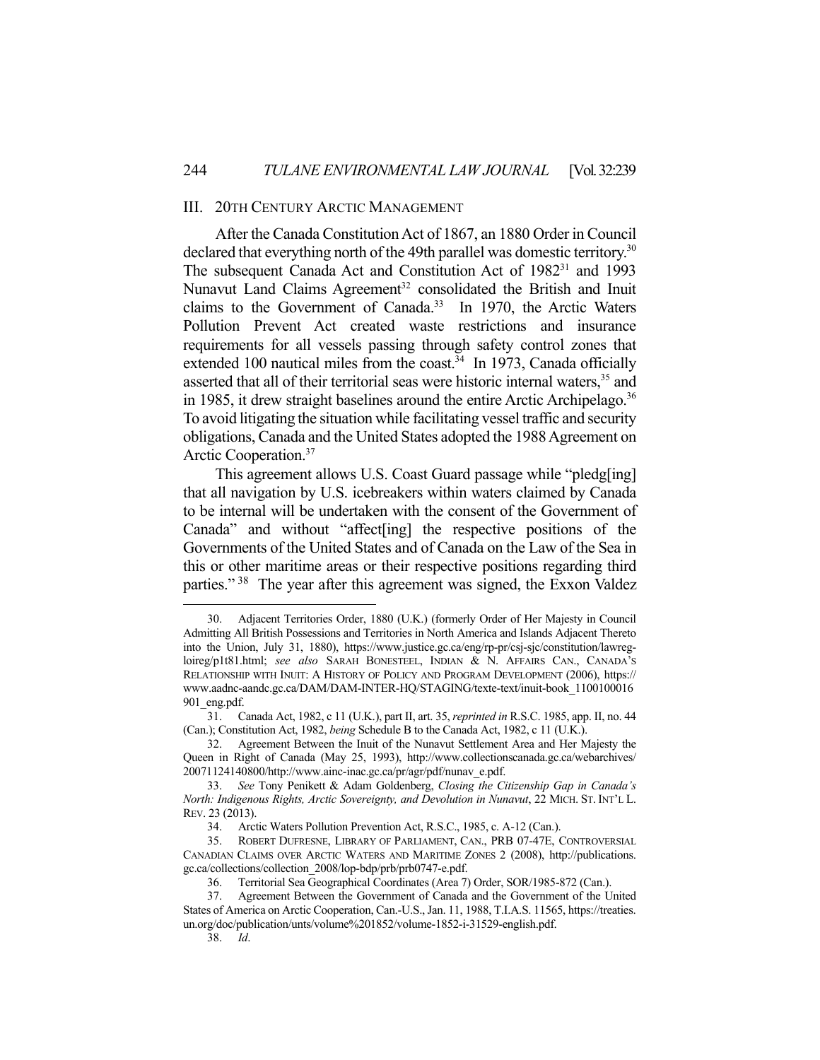## III. 20TH CENTURY ARCTIC MANAGEMENT

After the Canada Constitution Act of 1867, an 1880 Order in Council declared that everything north of the 49th parallel was domestic territory.[30] The subsequent Canada Act and Constitution Act of 1982[31] and 1993 Nunavut Land Claims Agreement[32] consolidated the British and Inuit claims to the Government of Canada.[33] In 1970, the Arctic Waters Pollution Prevent Act created waste restrictions and insurance requirements for all vessels passing through safety control zones that extended 100 nautical miles from the coast.[34] In 1973, Canada officially asserted that all of their territorial seas were historic internal waters,[35] and in 1985, it drew straight baselines around the entire Arctic Archipelago.[36] To avoid litigating the situation while facilitating vessel traffic and security obligations, Canada and the United States adopted the 1988 Agreement on Arctic Cooperation.[37]

This agreement allows U.S. Coast Guard passage while "pledg[ing] that all navigation by U.S. icebreakers within waters claimed by Canada to be internal will be undertaken with the consent of the Government of Canada" and without "affect[ing] the respective positions of the Governments of the United States and of Canada on the Law of the Sea in this or other maritime areas or their respective positions regarding third parties."[38] The year after this agreement was signed, the Exxon Valdez

---

30. Adjacent Territories Order, 1880 (U.K.) (formerly Order of Her Majesty in Council Admitting All British Possessions and Territories in North America and Islands Adjacent Thereto into the Union, July 31, 1880), https://www.justice.gc.ca/eng/rp-pr/csj-sjc/constitution/lawreg-loireg/p1t81.html; *see also* SARAH BONESTEEL, INDIAN & N. AFFAIRS CAN., CANADA'S RELATIONSHIP WITH INUIT: A HISTORY OF POLICY AND PROGRAM DEVELOPMENT (2006), https://www.aadnc-aandc.gc.ca/DAM/DAM-INTER-HQ/STAGING/texte-text/inuit-book_1100100016901_eng.pdf.

31. Canada Act, 1982, c 11 (U.K.), part II, art. 35, *reprinted in* R.S.C. 1985, app. II, no. 44 (Can.); Constitution Act, 1982, *being* Schedule B to the Canada Act, 1982, c 11 (U.K.).

32. Agreement Between the Inuit of the Nunavut Settlement Area and Her Majesty the Queen in Right of Canada (May 25, 1993), http://www.collectionscanada.gc.ca/webarchives/20071124140800/http://www.ainc-inac.gc.ca/pr/agr/pdf/nunav_e.pdf.

33. *See* Tony Penikett & Adam Goldenberg, *Closing the Citizenship Gap in Canada's North: Indigenous Rights, Arctic Sovereignty, and Devolution in Nunavut*, 22 MICH. ST. INT'L L. REV. 23 (2013).

34. Arctic Waters Pollution Prevention Act, R.S.C., 1985, c. A-12 (Can.).

35. ROBERT DUFRESNE, LIBRARY OF PARLIAMENT, CAN., PRB 07-47E, CONTROVERSIAL CANADIAN CLAIMS OVER ARCTIC WATERS AND MARITIME ZONES 2 (2008), http://publications.gc.ca/collections/collection_2008/lop-bdp/prb/prb0747-e.pdf.

36. Territorial Sea Geographical Coordinates (Area 7) Order, SOR/1985-872 (Can.).

37. Agreement Between the Government of Canada and the Government of the United States of America on Arctic Cooperation, Can.-U.S., Jan. 11, 1988, T.I.A.S. 11565, https://treaties.un.org/doc/publication/unts/volume%201852/volume-1852-i-31529-english.pdf.

38. *Id*.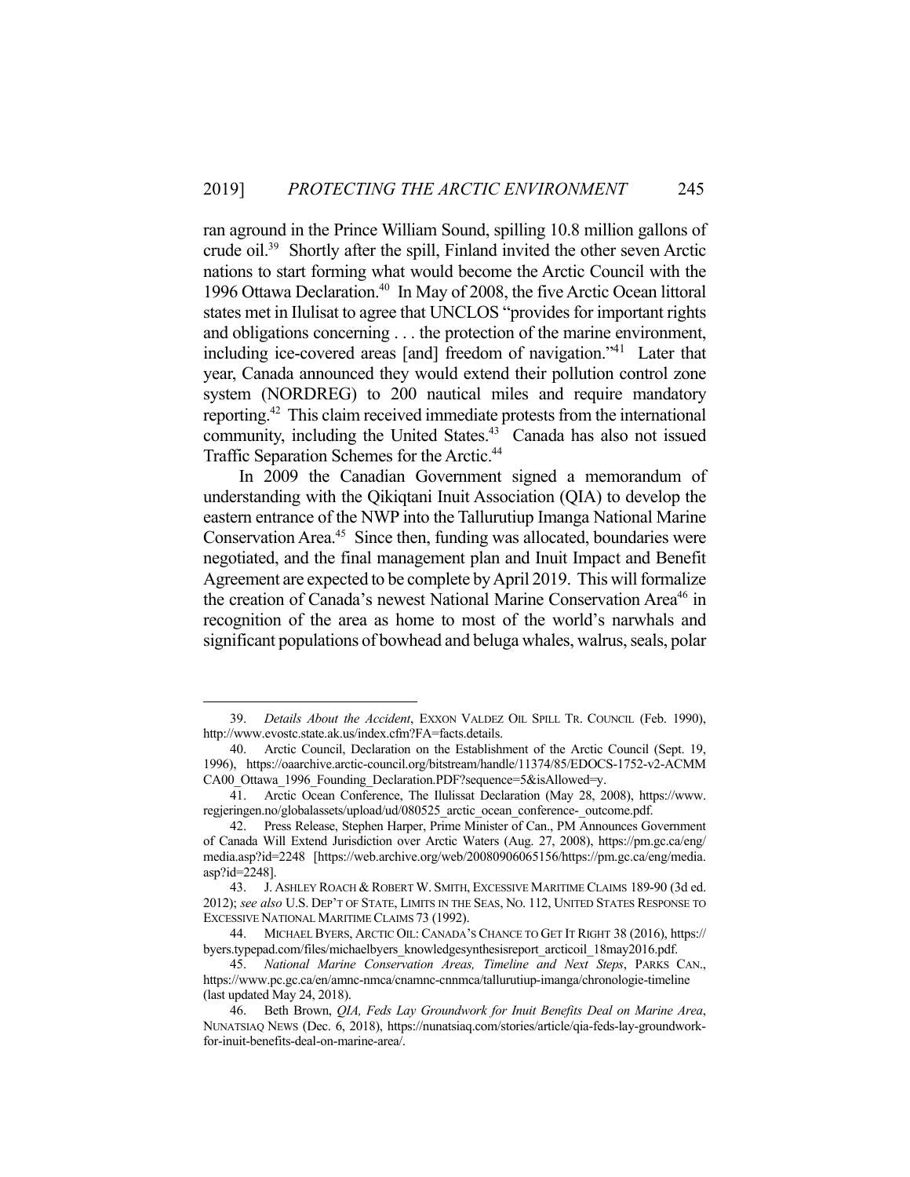ran aground in the Prince William Sound, spilling 10.8 million gallons of crude oil.[39] Shortly after the spill, Finland invited the other seven Arctic nations to start forming what would become the Arctic Council with the 1996 Ottawa Declaration.[40] In May of 2008, the five Arctic Ocean littoral states met in Ilulisat to agree that UNCLOS "provides for important rights and obligations concerning . . . the protection of the marine environment, including ice-covered areas [and] freedom of navigation."[41] Later that year, Canada announced they would extend their pollution control zone system (NORDREG) to 200 nautical miles and require mandatory reporting.[42] This claim received immediate protests from the international community, including the United States.[43] Canada has also not issued Traffic Separation Schemes for the Arctic.[44]

In 2009 the Canadian Government signed a memorandum of understanding with the Qikiqtani Inuit Association (QIA) to develop the eastern entrance of the NWP into the Tallurutiup Imanga National Marine Conservation Area.[45] Since then, funding was allocated, boundaries were negotiated, and the final management plan and Inuit Impact and Benefit Agreement are expected to be complete by April 2019. This will formalize the creation of Canada's newest National Marine Conservation Area[46] in recognition of the area as home to most of the world's narwhals and significant populations of bowhead and beluga whales, walrus, seals, polar

---

39. *Details About the Accident*, EXXON VALDEZ OIL SPILL TR. COUNCIL (Feb. 1990), http://www.evostc.state.ak.us/index.cfm?FA=facts.details.

40. Arctic Council, Declaration on the Establishment of the Arctic Council (Sept. 19, 1996), https://oaarchive.arctic-council.org/bitstream/handle/11374/85/EDOCS-1752-v2-ACMMCA00_Ottawa_1996_Founding_Declaration.PDF?sequence=5&isAllowed=y.

41. Arctic Ocean Conference, The Ilulissat Declaration (May 28, 2008), https://www.regjeringen.no/globalassets/upload/ud/080525_arctic_ocean_conference-_outcome.pdf.

42. Press Release, Stephen Harper, Prime Minister of Can., PM Announces Government of Canada Will Extend Jurisdiction over Arctic Waters (Aug. 27, 2008), https://pm.gc.ca/eng/media.asp?id=2248 [https://web.archive.org/web/20080906065156/https://pm.gc.ca/eng/media.asp?id=2248].

43. J. ASHLEY ROACH & ROBERT W. SMITH, EXCESSIVE MARITIME CLAIMS 189-90 (3d ed. 2012); *see also* U.S. DEP'T OF STATE, LIMITS IN THE SEAS, NO. 112, UNITED STATES RESPONSE TO EXCESSIVE NATIONAL MARITIME CLAIMS 73 (1992).

44. MICHAEL BYERS, ARCTIC OIL: CANADA'S CHANCE TO GET IT RIGHT 38 (2016), https://byers.typepad.com/files/michaelbyers_knowledgesynthesisreport_arcticoil_18may2016.pdf.

45. *National Marine Conservation Areas, Timeline and Next Steps*, PARKS CAN., https://www.pc.gc.ca/en/amnc-nmca/cnamnc-cnnmca/tallurutiup-imanga/chronologie-timeline (last updated May 24, 2018).

46. Beth Brown, *QIA, Feds Lay Groundwork for Inuit Benefits Deal on Marine Area*, NUNATSIAQ NEWS (Dec. 6, 2018), https://nunatsiaq.com/stories/article/qia-feds-lay-groundwork-for-inuit-benefits-deal-on-marine-area/.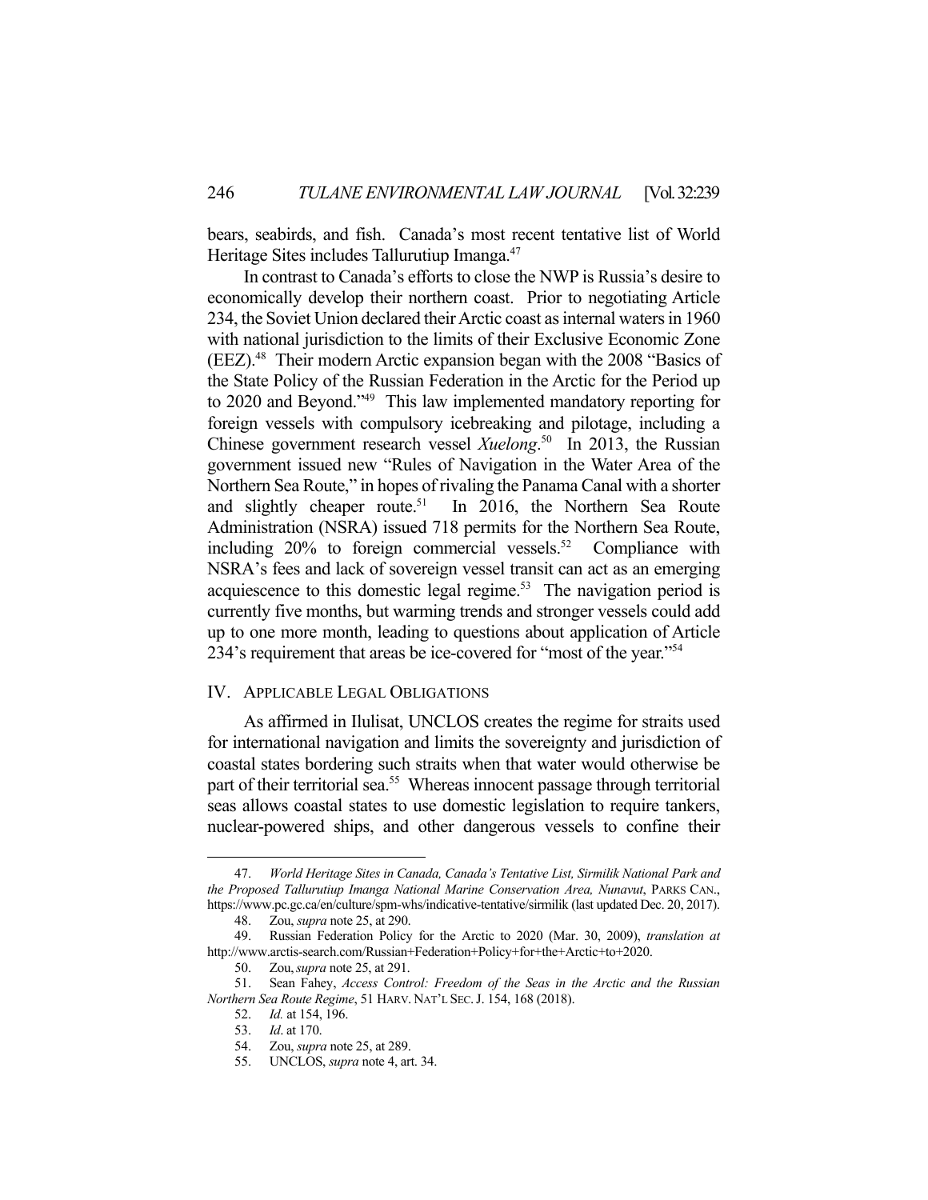bears, seabirds, and fish. Canada's most recent tentative list of World Heritage Sites includes Tallurutiup Imanga.[47]

In contrast to Canada's efforts to close the NWP is Russia's desire to economically develop their northern coast. Prior to negotiating Article 234, the Soviet Union declared their Arctic coast as internal waters in 1960 with national jurisdiction to the limits of their Exclusive Economic Zone (EEZ).[48] Their modern Arctic expansion began with the 2008 "Basics of the State Policy of the Russian Federation in the Arctic for the Period up to 2020 and Beyond."[49] This law implemented mandatory reporting for foreign vessels with compulsory icebreaking and pilotage, including a Chinese government research vessel *Xuelong*.[50] In 2013, the Russian government issued new "Rules of Navigation in the Water Area of the Northern Sea Route," in hopes of rivaling the Panama Canal with a shorter and slightly cheaper route.[51] In 2016, the Northern Sea Route Administration (NSRA) issued 718 permits for the Northern Sea Route, including 20% to foreign commercial vessels.[52] Compliance with NSRA's fees and lack of sovereign vessel transit can act as an emerging acquiescence to this domestic legal regime.[53] The navigation period is currently five months, but warming trends and stronger vessels could add up to one more month, leading to questions about application of Article 234's requirement that areas be ice-covered for "most of the year."[54]

## IV. Applicable Legal Obligations

As affirmed in Ilulisat, UNCLOS creates the regime for straits used for international navigation and limits the sovereignty and jurisdiction of coastal states bordering such straits when that water would otherwise be part of their territorial sea.[55] Whereas innocent passage through territorial seas allows coastal states to use domestic legislation to require tankers, nuclear-powered ships, and other dangerous vessels to confine their

---

47. *World Heritage Sites in Canada, Canada's Tentative List, Sirmilik National Park and the Proposed Tallurutiup Imanga National Marine Conservation Area, Nunavut*, PARKS CAN., https://www.pc.gc.ca/en/culture/spm-whs/indicative-tentative/sirmilik (last updated Dec. 20, 2017).

48. Zou, *supra* note 25, at 290.

49. Russian Federation Policy for the Arctic to 2020 (Mar. 30, 2009), *translation at* http://www.arctis-search.com/Russian+Federation+Policy+for+the+Arctic+to+2020.

50. Zou, *supra* note 25, at 291.

51. Sean Fahey, *Access Control: Freedom of the Seas in the Arctic and the Russian Northern Sea Route Regime*, 51 HARV. NAT'L SEC. J. 154, 168 (2018).

52. *Id.* at 154, 196.

53. *Id*. at 170.

54. Zou, *supra* note 25, at 289.

55. UNCLOS, *supra* note 4, art. 34.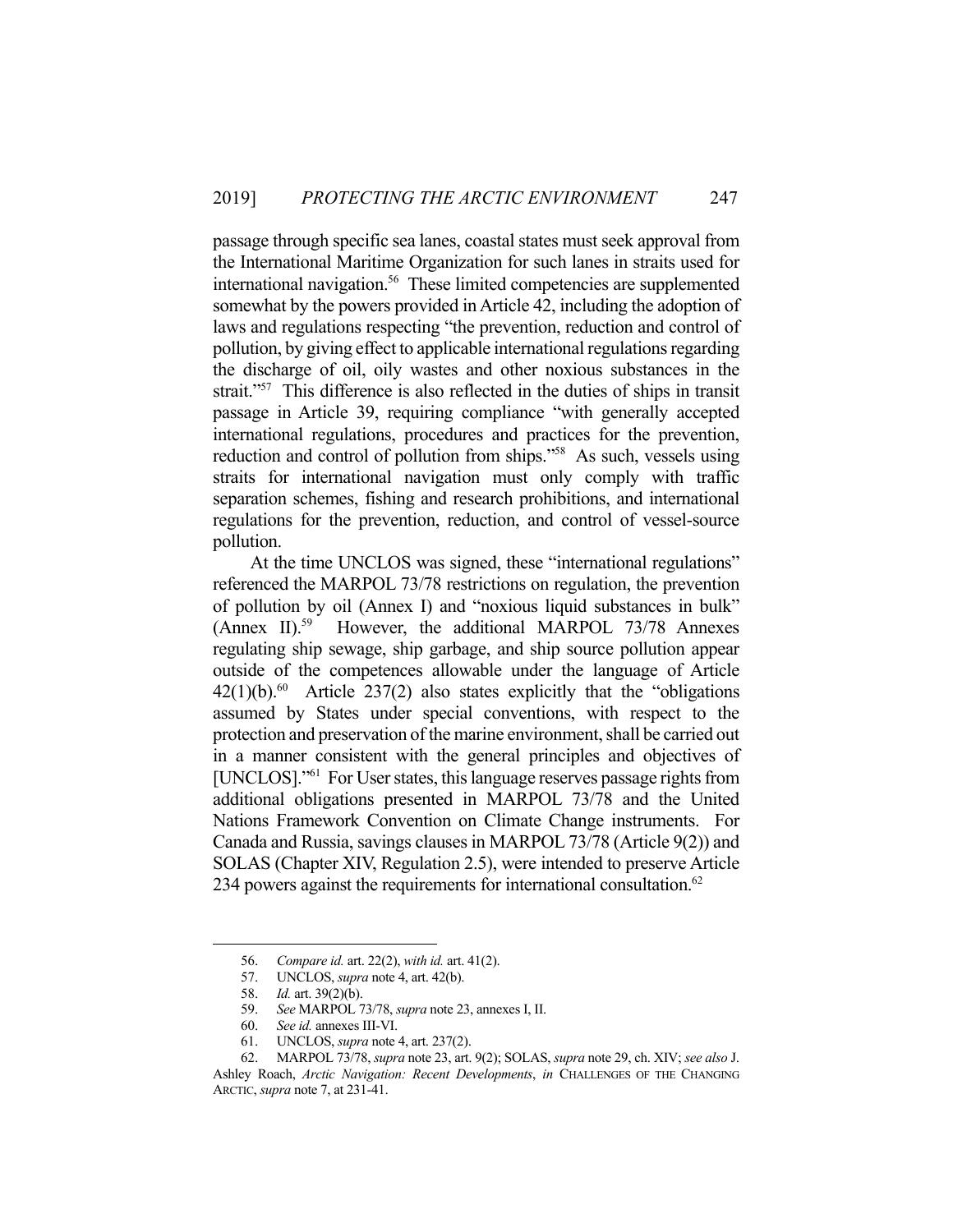passage through specific sea lanes, coastal states must seek approval from the International Maritime Organization for such lanes in straits used for international navigation.[56] These limited competencies are supplemented somewhat by the powers provided in Article 42, including the adoption of laws and regulations respecting "the prevention, reduction and control of pollution, by giving effect to applicable international regulations regarding the discharge of oil, oily wastes and other noxious substances in the strait."[57] This difference is also reflected in the duties of ships in transit passage in Article 39, requiring compliance "with generally accepted international regulations, procedures and practices for the prevention, reduction and control of pollution from ships."[58] As such, vessels using straits for international navigation must only comply with traffic separation schemes, fishing and research prohibitions, and international regulations for the prevention, reduction, and control of vessel-source pollution.

At the time UNCLOS was signed, these "international regulations" referenced the MARPOL 73/78 restrictions on regulation, the prevention of pollution by oil (Annex I) and "noxious liquid substances in bulk" (Annex II).[59] However, the additional MARPOL 73/78 Annexes regulating ship sewage, ship garbage, and ship source pollution appear outside of the competences allowable under the language of Article 42(1)(b).[60] Article 237(2) also states explicitly that the "obligations assumed by States under special conventions, with respect to the protection and preservation of the marine environment, shall be carried out in a manner consistent with the general principles and objectives of [UNCLOS]."[61] For User states, this language reserves passage rights from additional obligations presented in MARPOL 73/78 and the United Nations Framework Convention on Climate Change instruments. For Canada and Russia, savings clauses in MARPOL 73/78 (Article 9(2)) and SOLAS (Chapter XIV, Regulation 2.5), were intended to preserve Article 234 powers against the requirements for international consultation.[62]

---

56. *Compare id.* art. 22(2), *with id.* art. 41(2).
57. UNCLOS, *supra* note 4, art. 42(b).
58. *Id.* art. 39(2)(b).
59. *See* MARPOL 73/78, *supra* note 23, annexes I, II.
60. *See id.* annexes III-VI.
61. UNCLOS, *supra* note 4, art. 237(2).
62. MARPOL 73/78, *supra* note 23, art. 9(2); SOLAS, *supra* note 29, ch. XIV; *see also* J. Ashley Roach, *Arctic Navigation: Recent Developments*, *in* CHALLENGES OF THE CHANGING ARCTIC, *supra* note 7, at 231-41.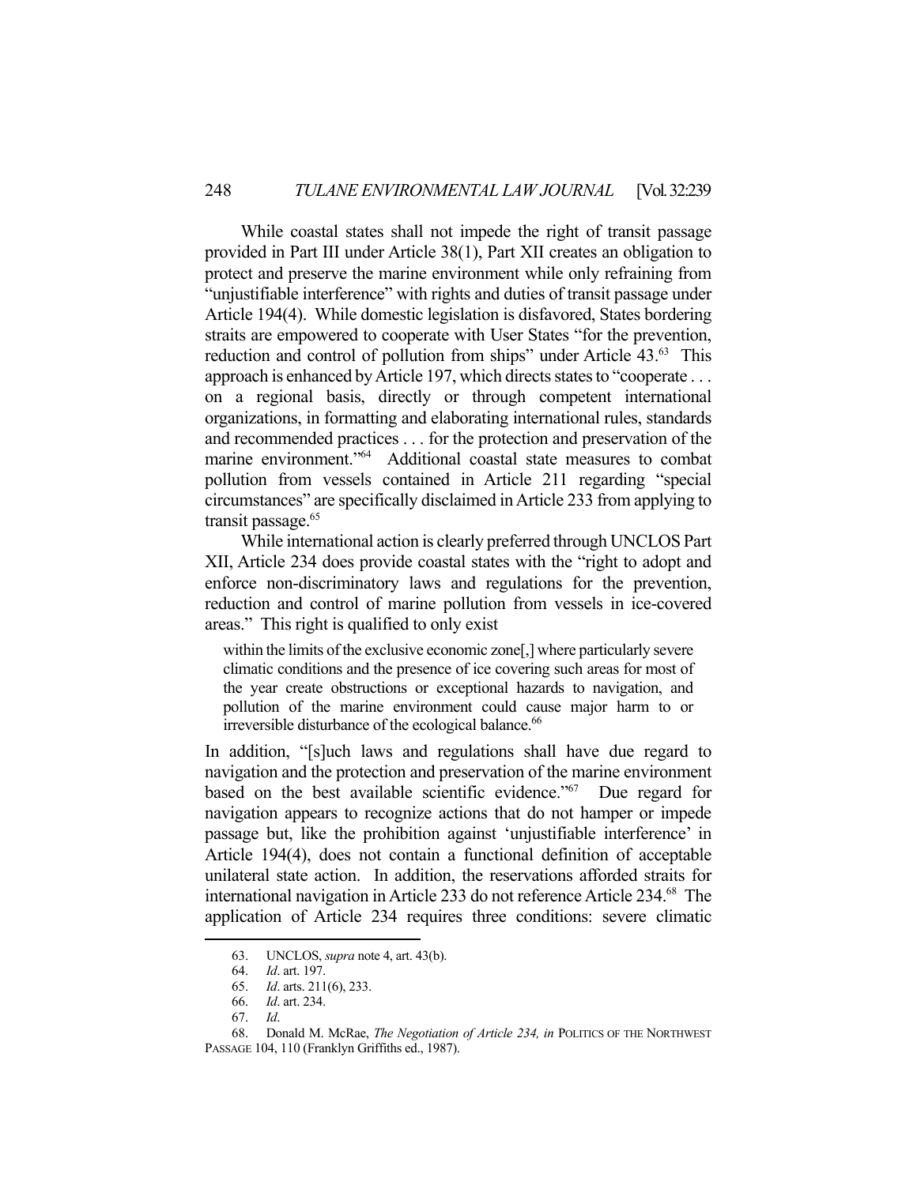While coastal states shall not impede the right of transit passage provided in Part III under Article 38(1), Part XII creates an obligation to protect and preserve the marine environment while only refraining from "unjustifiable interference" with rights and duties of transit passage under Article 194(4). While domestic legislation is disfavored, States bordering straits are empowered to cooperate with User States "for the prevention, reduction and control of pollution from ships" under Article 43.[63] This approach is enhanced by Article 197, which directs states to "cooperate . . . on a regional basis, directly or through competent international organizations, in formatting and elaborating international rules, standards and recommended practices . . . for the protection and preservation of the marine environment."[64] Additional coastal state measures to combat pollution from vessels contained in Article 211 regarding "special circumstances" are specifically disclaimed in Article 233 from applying to transit passage.[65]

While international action is clearly preferred through UNCLOS Part XII, Article 234 does provide coastal states with the "right to adopt and enforce non-discriminatory laws and regulations for the prevention, reduction and control of marine pollution from vessels in ice-covered areas." This right is qualified to only exist

> within the limits of the exclusive economic zone[,] where particularly severe climatic conditions and the presence of ice covering such areas for most of the year create obstructions or exceptional hazards to navigation, and pollution of the marine environment could cause major harm to or irreversible disturbance of the ecological balance.[66]

In addition, "[s]uch laws and regulations shall have due regard to navigation and the protection and preservation of the marine environment based on the best available scientific evidence."[67] Due regard for navigation appears to recognize actions that do not hamper or impede passage but, like the prohibition against 'unjustifiable interference' in Article 194(4), does not contain a functional definition of acceptable unilateral state action. In addition, the reservations afforded straits for international navigation in Article 233 do not reference Article 234.[68] The application of Article 234 requires three conditions: severe climatic

---

63. UNCLOS, *supra* note 4, art. 43(b).
64. *Id*. art. 197.
65. *Id*. arts. 211(6), 233.
66. *Id*. art. 234.
67. *Id*.
68. Donald M. McRae, *The Negotiation of Article 234, in* POLITICS OF THE NORTHWEST PASSAGE 104, 110 (Franklyn Griffiths ed., 1987).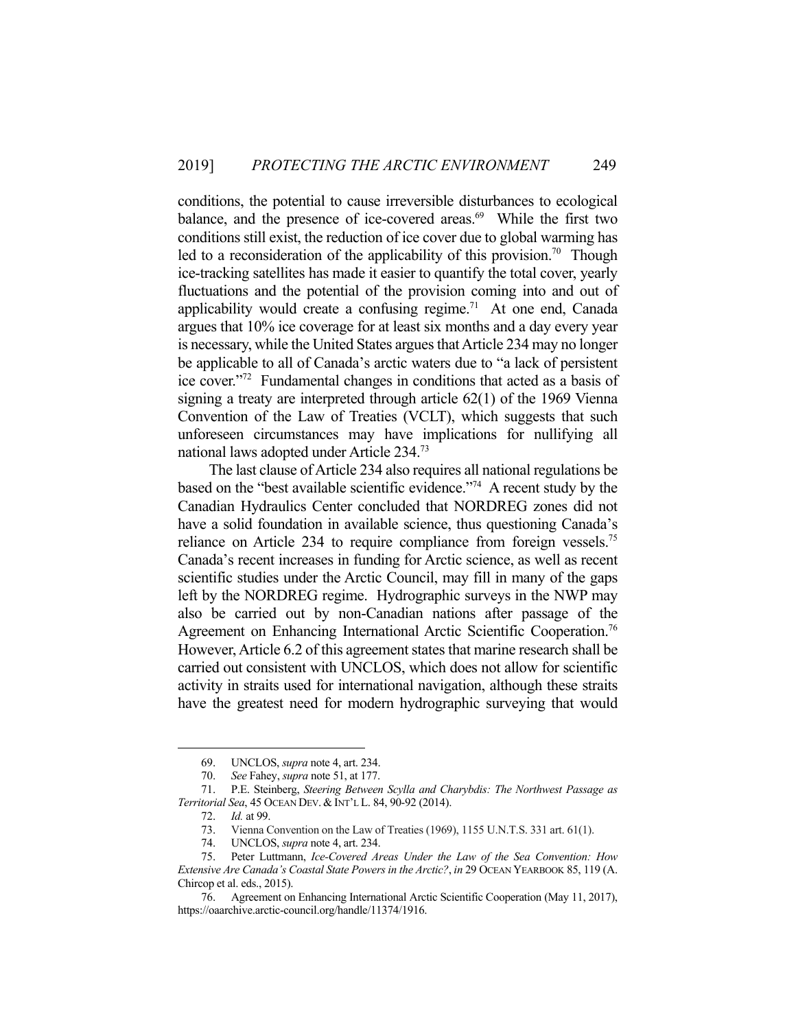conditions, the potential to cause irreversible disturbances to ecological balance, and the presence of ice-covered areas.[69] While the first two conditions still exist, the reduction of ice cover due to global warming has led to a reconsideration of the applicability of this provision.[70] Though ice-tracking satellites has made it easier to quantify the total cover, yearly fluctuations and the potential of the provision coming into and out of applicability would create a confusing regime.[71] At one end, Canada argues that 10% ice coverage for at least six months and a day every year is necessary, while the United States argues that Article 234 may no longer be applicable to all of Canada's arctic waters due to "a lack of persistent ice cover."[72] Fundamental changes in conditions that acted as a basis of signing a treaty are interpreted through article 62(1) of the 1969 Vienna Convention of the Law of Treaties (VCLT), which suggests that such unforeseen circumstances may have implications for nullifying all national laws adopted under Article 234.[73]

The last clause of Article 234 also requires all national regulations be based on the "best available scientific evidence."[74] A recent study by the Canadian Hydraulics Center concluded that NORDREG zones did not have a solid foundation in available science, thus questioning Canada's reliance on Article 234 to require compliance from foreign vessels.[75] Canada's recent increases in funding for Arctic science, as well as recent scientific studies under the Arctic Council, may fill in many of the gaps left by the NORDREG regime. Hydrographic surveys in the NWP may also be carried out by non-Canadian nations after passage of the Agreement on Enhancing International Arctic Scientific Cooperation.[76] However, Article 6.2 of this agreement states that marine research shall be carried out consistent with UNCLOS, which does not allow for scientific activity in straits used for international navigation, although these straits have the greatest need for modern hydrographic surveying that would

---

69. UNCLOS, *supra* note 4, art. 234.

70. *See* Fahey, *supra* note 51, at 177.

71. P.E. Steinberg, *Steering Between Scylla and Charybdis: The Northwest Passage as Territorial Sea*, 45 OCEAN DEV. & INT'L L. 84, 90-92 (2014).

72. *Id.* at 99.

73. Vienna Convention on the Law of Treaties (1969), 1155 U.N.T.S. 331 art. 61(1).

74. UNCLOS, *supra* note 4, art. 234.

75. Peter Luttmann, *Ice-Covered Areas Under the Law of the Sea Convention: How Extensive Are Canada's Coastal State Powers in the Arctic?*, *in* 29 OCEAN YEARBOOK 85, 119 (A. Chircop et al. eds., 2015).

76. Agreement on Enhancing International Arctic Scientific Cooperation (May 11, 2017), https://oaarchive.arctic-council.org/handle/11374/1916.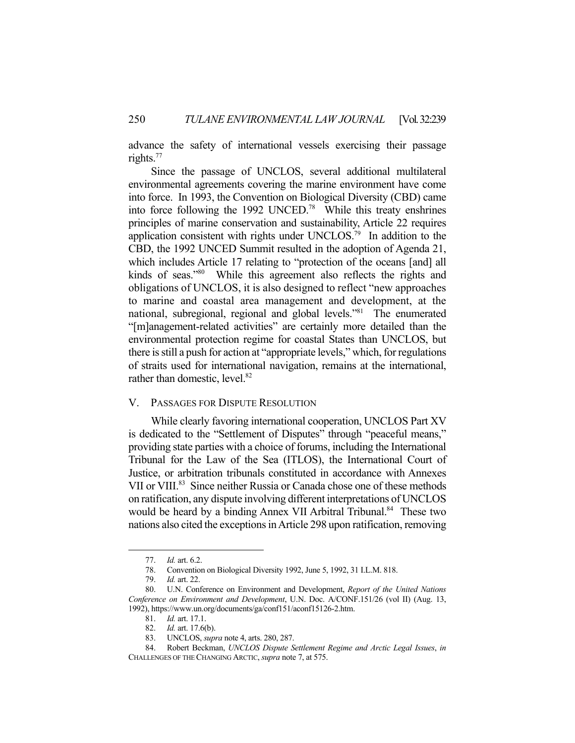advance the safety of international vessels exercising their passage rights.[77]

Since the passage of UNCLOS, several additional multilateral environmental agreements covering the marine environment have come into force. In 1993, the Convention on Biological Diversity (CBD) came into force following the 1992 UNCED.[78] While this treaty enshrines principles of marine conservation and sustainability, Article 22 requires application consistent with rights under UNCLOS.[79] In addition to the CBD, the 1992 UNCED Summit resulted in the adoption of Agenda 21, which includes Article 17 relating to "protection of the oceans [and] all kinds of seas."[80] While this agreement also reflects the rights and obligations of UNCLOS, it is also designed to reflect "new approaches to marine and coastal area management and development, at the national, subregional, regional and global levels."[81] The enumerated "[m]anagement-related activities" are certainly more detailed than the environmental protection regime for coastal States than UNCLOS, but there is still a push for action at "appropriate levels," which, for regulations of straits used for international navigation, remains at the international, rather than domestic, level.[82]

## V. PASSAGES FOR DISPUTE RESOLUTION

While clearly favoring international cooperation, UNCLOS Part XV is dedicated to the "Settlement of Disputes" through "peaceful means," providing state parties with a choice of forums, including the International Tribunal for the Law of the Sea (ITLOS), the International Court of Justice, or arbitration tribunals constituted in accordance with Annexes VII or VIII.[83] Since neither Russia or Canada chose one of these methods on ratification, any dispute involving different interpretations of UNCLOS would be heard by a binding Annex VII Arbitral Tribunal.[84] These two nations also cited the exceptions in Article 298 upon ratification, removing

---

77. *Id.* art. 6.2.

78. Convention on Biological Diversity 1992, June 5, 1992, 31 I.L.M. 818.

79. *Id.* art. 22.

80. U.N. Conference on Environment and Development, *Report of the United Nations Conference on Environment and Development*, U.N. Doc. A/CONF.151/26 (vol II) (Aug. 13, 1992), https://www.un.org/documents/ga/conf151/aconf15126-2.htm.

81. *Id.* art. 17.1.

82. *Id.* art. 17.6(b).

83. UNCLOS, *supra* note 4, arts. 280, 287.

84. Robert Beckman, *UNCLOS Dispute Settlement Regime and Arctic Legal Issues*, *in* CHALLENGES OF THE CHANGING ARCTIC, *supra* note 7, at 575.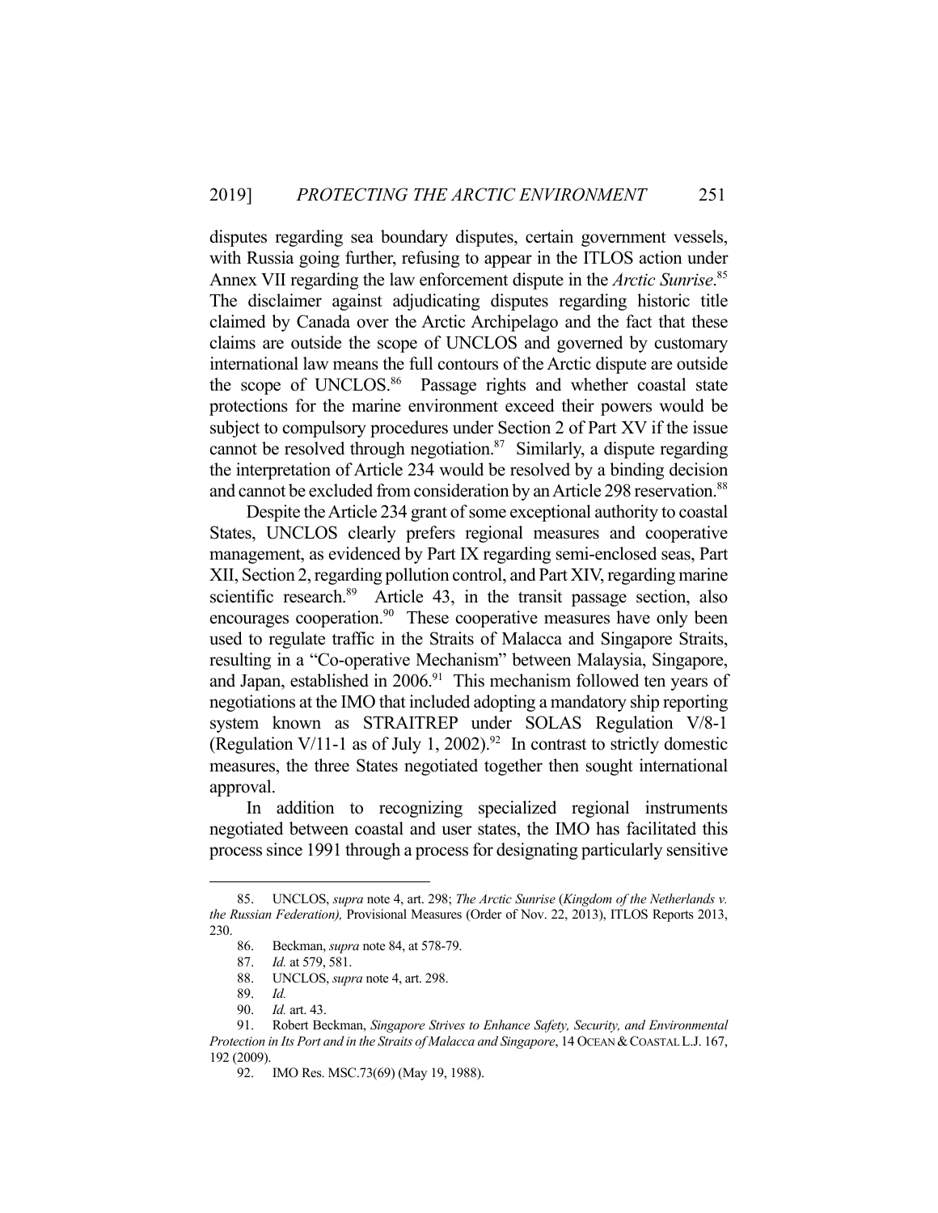disputes regarding sea boundary disputes, certain government vessels, with Russia going further, refusing to appear in the ITLOS action under Annex VII regarding the law enforcement dispute in the *Arctic Sunrise*.[85] The disclaimer against adjudicating disputes regarding historic title claimed by Canada over the Arctic Archipelago and the fact that these claims are outside the scope of UNCLOS and governed by customary international law means the full contours of the Arctic dispute are outside the scope of UNCLOS.[86] Passage rights and whether coastal state protections for the marine environment exceed their powers would be subject to compulsory procedures under Section 2 of Part XV if the issue cannot be resolved through negotiation.[87] Similarly, a dispute regarding the interpretation of Article 234 would be resolved by a binding decision and cannot be excluded from consideration by an Article 298 reservation.[88]

Despite the Article 234 grant of some exceptional authority to coastal States, UNCLOS clearly prefers regional measures and cooperative management, as evidenced by Part IX regarding semi-enclosed seas, Part XII, Section 2, regarding pollution control, and Part XIV, regarding marine scientific research.[89] Article 43, in the transit passage section, also encourages cooperation.[90] These cooperative measures have only been used to regulate traffic in the Straits of Malacca and Singapore Straits, resulting in a "Co-operative Mechanism" between Malaysia, Singapore, and Japan, established in 2006.[91] This mechanism followed ten years of negotiations at the IMO that included adopting a mandatory ship reporting system known as STRAITREP under SOLAS Regulation V/8-1 (Regulation V/11-1 as of July 1, 2002).[92] In contrast to strictly domestic measures, the three States negotiated together then sought international approval.

In addition to recognizing specialized regional instruments negotiated between coastal and user states, the IMO has facilitated this process since 1991 through a process for designating particularly sensitive

---

85. UNCLOS, *supra* note 4, art. 298; *The Arctic Sunrise* (*Kingdom of the Netherlands v. the Russian Federation),* Provisional Measures (Order of Nov. 22, 2013), ITLOS Reports 2013, 230.

86. Beckman, *supra* note 84, at 578-79.

87. *Id.* at 579, 581.

88. UNCLOS, *supra* note 4, art. 298.

89. *Id.*

90. *Id.* art. 43.

91. Robert Beckman, *Singapore Strives to Enhance Safety, Security, and Environmental Protection in Its Port and in the Straits of Malacca and Singapore*, 14 OCEAN & COASTAL L.J. 167, 192 (2009).

92. IMO Res. MSC.73(69) (May 19, 1988).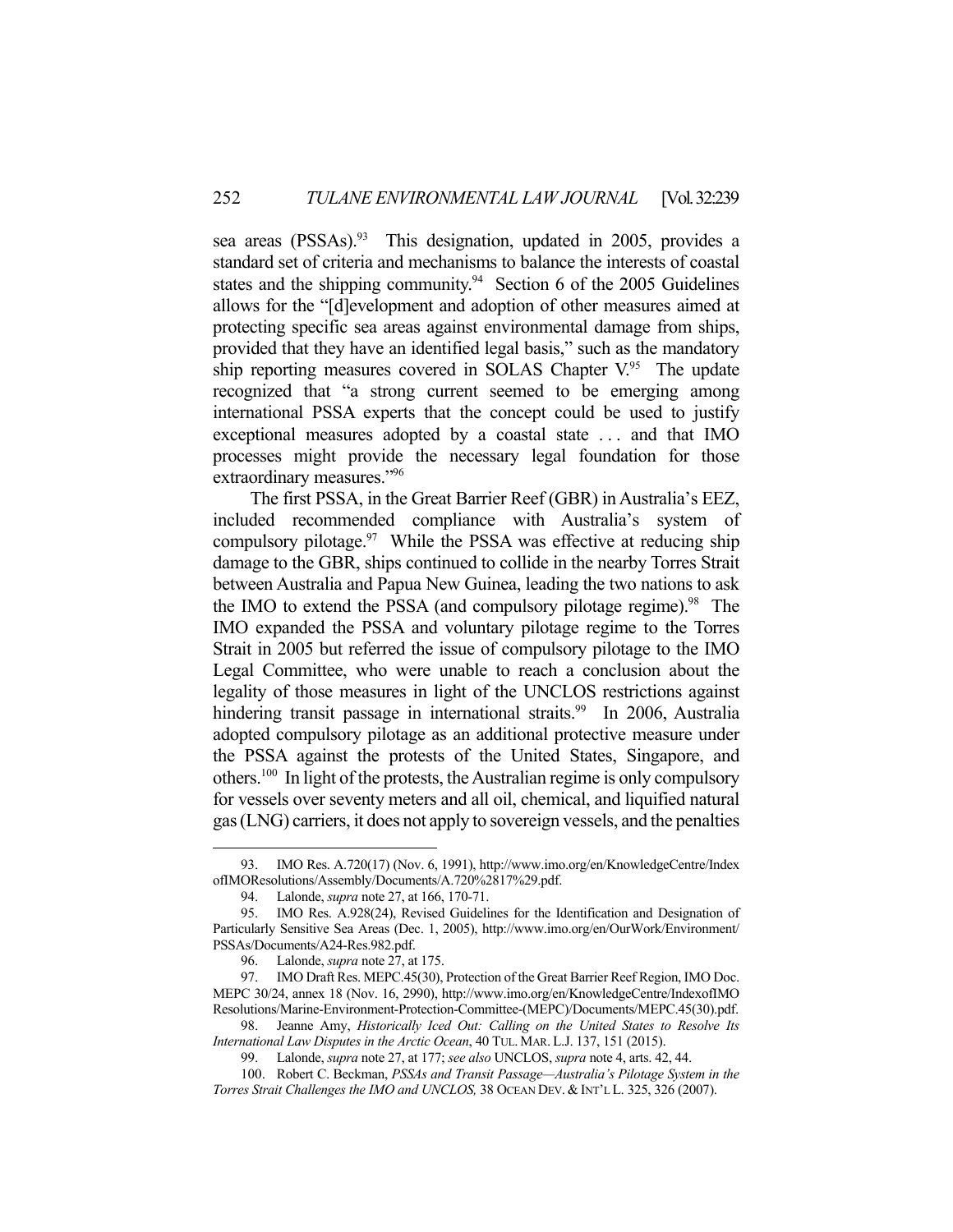sea areas (PSSAs).[93] This designation, updated in 2005, provides a standard set of criteria and mechanisms to balance the interests of coastal states and the shipping community.[94] Section 6 of the 2005 Guidelines allows for the "[d]evelopment and adoption of other measures aimed at protecting specific sea areas against environmental damage from ships, provided that they have an identified legal basis," such as the mandatory ship reporting measures covered in SOLAS Chapter V.[95] The update recognized that "a strong current seemed to be emerging among international PSSA experts that the concept could be used to justify exceptional measures adopted by a coastal state . . . and that IMO processes might provide the necessary legal foundation for those extraordinary measures."[96]

The first PSSA, in the Great Barrier Reef (GBR) in Australia's EEZ, included recommended compliance with Australia's system of compulsory pilotage.[97] While the PSSA was effective at reducing ship damage to the GBR, ships continued to collide in the nearby Torres Strait between Australia and Papua New Guinea, leading the two nations to ask the IMO to extend the PSSA (and compulsory pilotage regime).[98] The IMO expanded the PSSA and voluntary pilotage regime to the Torres Strait in 2005 but referred the issue of compulsory pilotage to the IMO Legal Committee, who were unable to reach a conclusion about the legality of those measures in light of the UNCLOS restrictions against hindering transit passage in international straits.[99] In 2006, Australia adopted compulsory pilotage as an additional protective measure under the PSSA against the protests of the United States, Singapore, and others.[100] In light of the protests, the Australian regime is only compulsory for vessels over seventy meters and all oil, chemical, and liquified natural gas (LNG) carriers, it does not apply to sovereign vessels, and the penalties

---

93. IMO Res. A.720(17) (Nov. 6, 1991), http://www.imo.org/en/KnowledgeCentre/IndexofIMOResolutions/Assembly/Documents/A.720%2817%29.pdf.

94. Lalonde, *supra* note 27, at 166, 170-71.

95. IMO Res. A.928(24), Revised Guidelines for the Identification and Designation of Particularly Sensitive Sea Areas (Dec. 1, 2005), http://www.imo.org/en/OurWork/Environment/PSSAs/Documents/A24-Res.982.pdf.

96. Lalonde, *supra* note 27, at 175.

97. IMO Draft Res. MEPC.45(30), Protection of the Great Barrier Reef Region, IMO Doc. MEPC 30/24, annex 18 (Nov. 16, 2990), http://www.imo.org/en/KnowledgeCentre/IndexofIMOResolutions/Marine-Environment-Protection-Committee-(MEPC)/Documents/MEPC.45(30).pdf.

98. Jeanne Amy, *Historically Iced Out: Calling on the United States to Resolve Its International Law Disputes in the Arctic Ocean*, 40 TUL. MAR. L.J. 137, 151 (2015).

99. Lalonde, *supra* note 27, at 177; *see also* UNCLOS, *supra* note 4, arts. 42, 44.

100. Robert C. Beckman, *PSSAs and Transit Passage—Australia's Pilotage System in the Torres Strait Challenges the IMO and UNCLOS,* 38 OCEAN DEV. & INT'L L. 325, 326 (2007).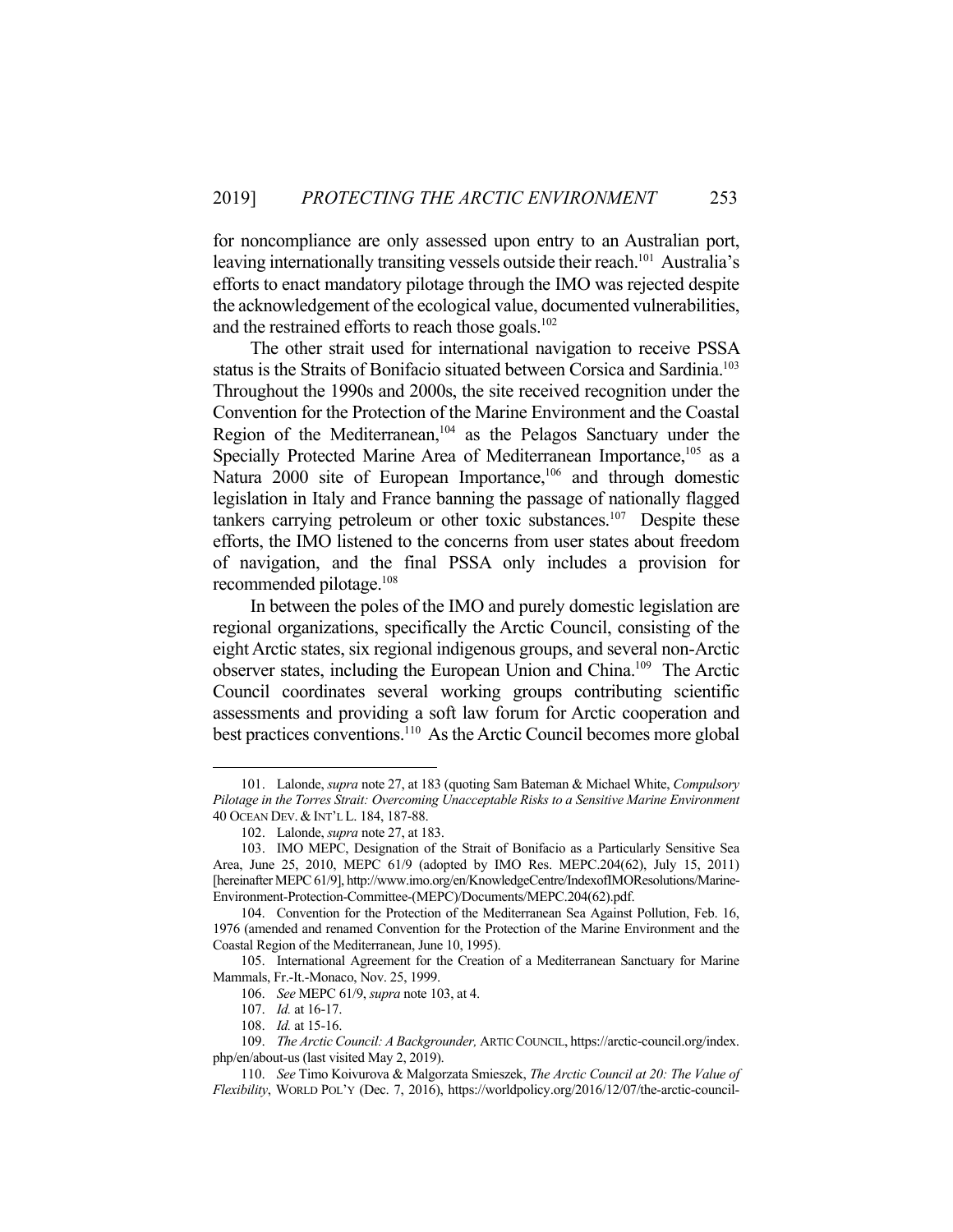for noncompliance are only assessed upon entry to an Australian port, leaving internationally transiting vessels outside their reach.[101] Australia's efforts to enact mandatory pilotage through the IMO was rejected despite the acknowledgement of the ecological value, documented vulnerabilities, and the restrained efforts to reach those goals.[102]

The other strait used for international navigation to receive PSSA status is the Straits of Bonifacio situated between Corsica and Sardinia.[103] Throughout the 1990s and 2000s, the site received recognition under the Convention for the Protection of the Marine Environment and the Coastal Region of the Mediterranean,[104] as the Pelagos Sanctuary under the Specially Protected Marine Area of Mediterranean Importance,[105] as a Natura 2000 site of European Importance,[106] and through domestic legislation in Italy and France banning the passage of nationally flagged tankers carrying petroleum or other toxic substances.[107] Despite these efforts, the IMO listened to the concerns from user states about freedom of navigation, and the final PSSA only includes a provision for recommended pilotage.[108]

In between the poles of the IMO and purely domestic legislation are regional organizations, specifically the Arctic Council, consisting of the eight Arctic states, six regional indigenous groups, and several non-Arctic observer states, including the European Union and China.[109] The Arctic Council coordinates several working groups contributing scientific assessments and providing a soft law forum for Arctic cooperation and best practices conventions.[110] As the Arctic Council becomes more global

---

101. Lalonde, *supra* note 27, at 183 (quoting Sam Bateman & Michael White, *Compulsory Pilotage in the Torres Strait: Overcoming Unacceptable Risks to a Sensitive Marine Environment* 40 OCEAN DEV. & INT'L L. 184, 187-88.

102. Lalonde, *supra* note 27, at 183.

103. IMO MEPC, Designation of the Strait of Bonifacio as a Particularly Sensitive Sea Area, June 25, 2010, MEPC 61/9 (adopted by IMO Res. MEPC.204(62), July 15, 2011) [hereinafter MEPC 61/9], http://www.imo.org/en/KnowledgeCentre/IndexofIMOResolutions/Marine-Environment-Protection-Committee-(MEPC)/Documents/MEPC.204(62).pdf.

104. Convention for the Protection of the Mediterranean Sea Against Pollution, Feb. 16, 1976 (amended and renamed Convention for the Protection of the Marine Environment and the Coastal Region of the Mediterranean, June 10, 1995).

105. International Agreement for the Creation of a Mediterranean Sanctuary for Marine Mammals, Fr.-It.-Monaco, Nov. 25, 1999.

106. *See* MEPC 61/9, *supra* note 103, at 4.

107. *Id.* at 16-17.

108. *Id.* at 15-16.

109. *The Arctic Council: A Backgrounder,* ARTIC COUNCIL, https://arctic-council.org/index.php/en/about-us (last visited May 2, 2019).

110. *See* Timo Koivurova & Malgorzata Smieszek, *The Arctic Council at 20: The Value of Flexibility*, WORLD POL'Y (Dec. 7, 2016), https://worldpolicy.org/2016/12/07/the-arctic-council-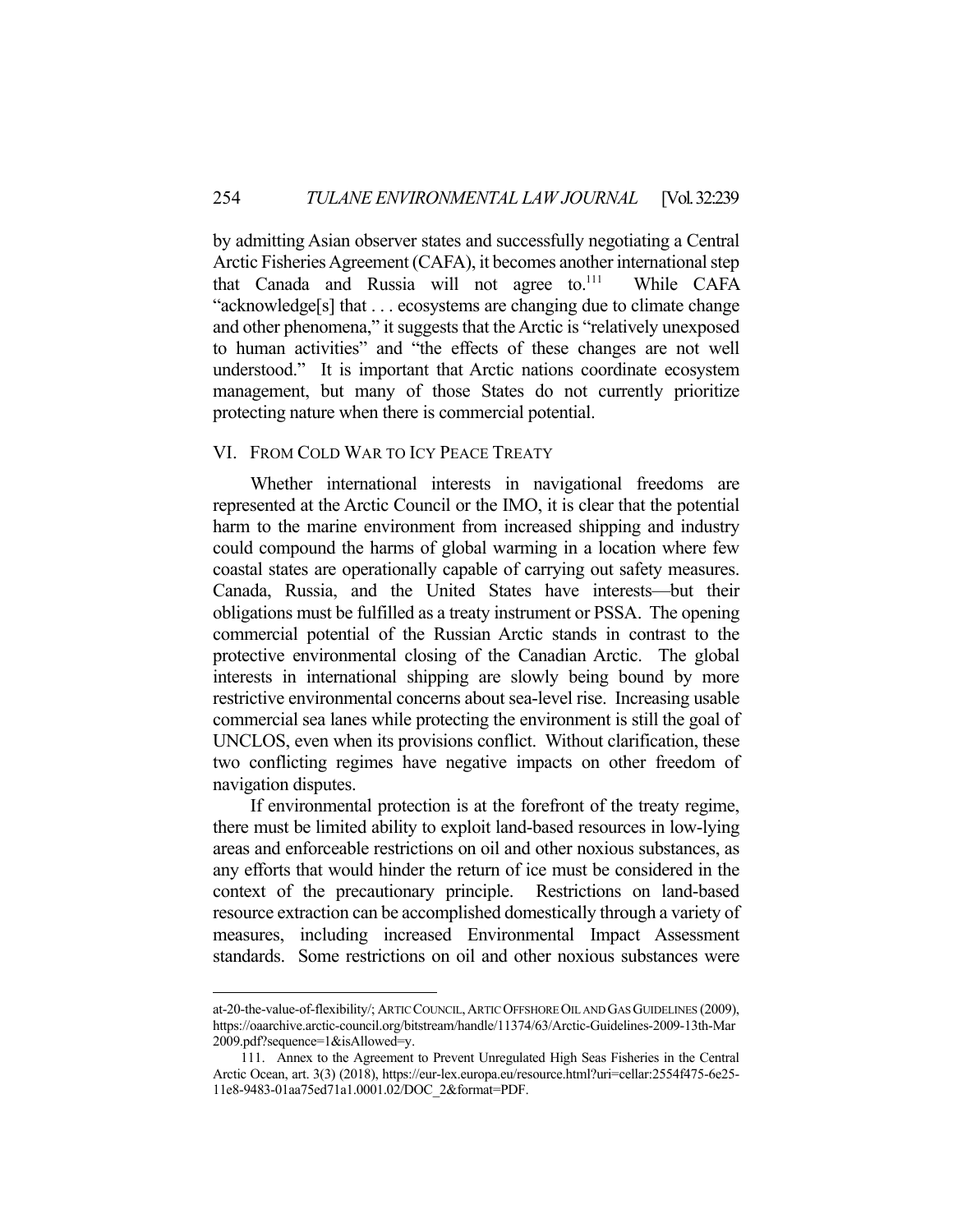by admitting Asian observer states and successfully negotiating a Central Arctic Fisheries Agreement (CAFA), it becomes another international step that Canada and Russia will not agree to.[111] While CAFA "acknowledge[s] that . . . ecosystems are changing due to climate change and other phenomena," it suggests that the Arctic is "relatively unexposed to human activities" and "the effects of these changes are not well understood." It is important that Arctic nations coordinate ecosystem management, but many of those States do not currently prioritize protecting nature when there is commercial potential.

## VI. FROM COLD WAR TO ICY PEACE TREATY

Whether international interests in navigational freedoms are represented at the Arctic Council or the IMO, it is clear that the potential harm to the marine environment from increased shipping and industry could compound the harms of global warming in a location where few coastal states are operationally capable of carrying out safety measures. Canada, Russia, and the United States have interests—but their obligations must be fulfilled as a treaty instrument or PSSA. The opening commercial potential of the Russian Arctic stands in contrast to the protective environmental closing of the Canadian Arctic. The global interests in international shipping are slowly being bound by more restrictive environmental concerns about sea-level rise. Increasing usable commercial sea lanes while protecting the environment is still the goal of UNCLOS, even when its provisions conflict. Without clarification, these two conflicting regimes have negative impacts on other freedom of navigation disputes.

If environmental protection is at the forefront of the treaty regime, there must be limited ability to exploit land-based resources in low-lying areas and enforceable restrictions on oil and other noxious substances, as any efforts that would hinder the return of ice must be considered in the context of the precautionary principle. Restrictions on land-based resource extraction can be accomplished domestically through a variety of measures, including increased Environmental Impact Assessment standards. Some restrictions on oil and other noxious substances were

---

at-20-the-value-of-flexibility/; ARTIC COUNCIL, ARTIC OFFSHORE OIL AND GAS GUIDELINES (2009), https://oaarchive.arctic-council.org/bitstream/handle/11374/63/Arctic-Guidelines-2009-13th-Mar2009.pdf?sequence=1&isAllowed=y.

111. Annex to the Agreement to Prevent Unregulated High Seas Fisheries in the Central Arctic Ocean, art. 3(3) (2018), https://eur-lex.europa.eu/resource.html?uri=cellar:2554f475-6e25-11e8-9483-01aa75ed71a1.0001.02/DOC_2&format=PDF.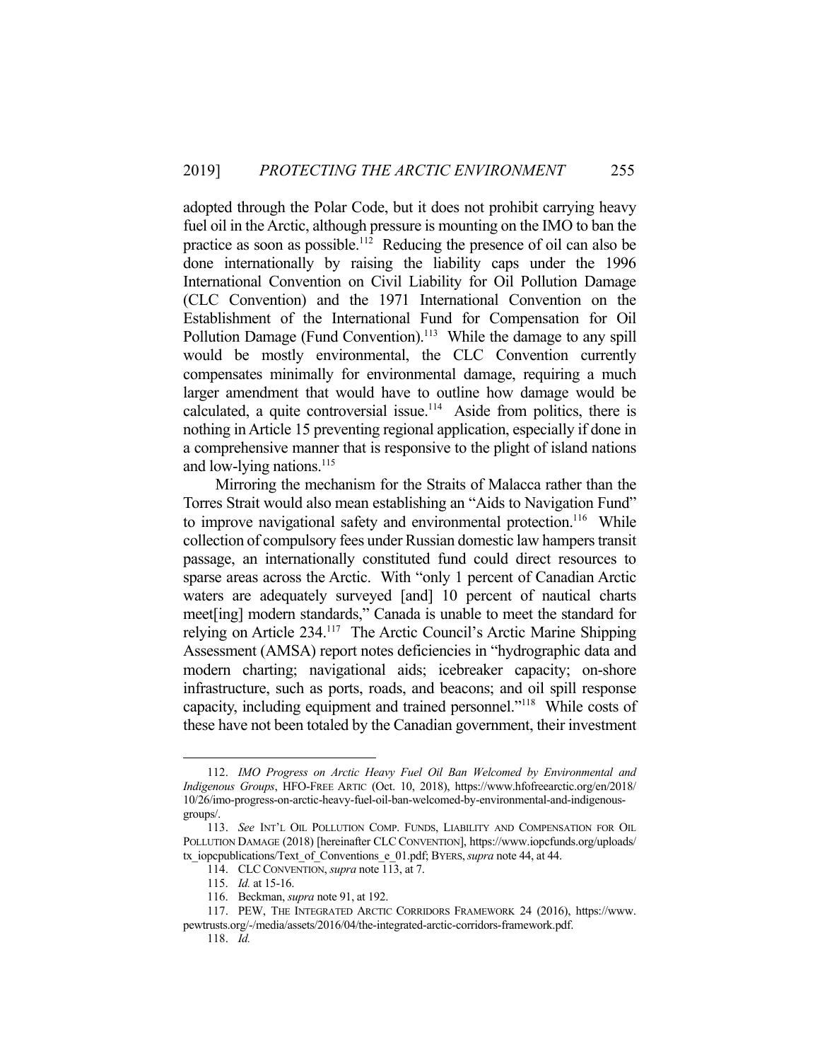adopted through the Polar Code, but it does not prohibit carrying heavy fuel oil in the Arctic, although pressure is mounting on the IMO to ban the practice as soon as possible.[112] Reducing the presence of oil can also be done internationally by raising the liability caps under the 1996 International Convention on Civil Liability for Oil Pollution Damage (CLC Convention) and the 1971 International Convention on the Establishment of the International Fund for Compensation for Oil Pollution Damage (Fund Convention).[113] While the damage to any spill would be mostly environmental, the CLC Convention currently compensates minimally for environmental damage, requiring a much larger amendment that would have to outline how damage would be calculated, a quite controversial issue.[114] Aside from politics, there is nothing in Article 15 preventing regional application, especially if done in a comprehensive manner that is responsive to the plight of island nations and low-lying nations.[115]

Mirroring the mechanism for the Straits of Malacca rather than the Torres Strait would also mean establishing an "Aids to Navigation Fund" to improve navigational safety and environmental protection.[116] While collection of compulsory fees under Russian domestic law hampers transit passage, an internationally constituted fund could direct resources to sparse areas across the Arctic. With "only 1 percent of Canadian Arctic waters are adequately surveyed [and] 10 percent of nautical charts meet[ing] modern standards," Canada is unable to meet the standard for relying on Article 234.[117] The Arctic Council's Arctic Marine Shipping Assessment (AMSA) report notes deficiencies in "hydrographic data and modern charting; navigational aids; icebreaker capacity; on-shore infrastructure, such as ports, roads, and beacons; and oil spill response capacity, including equipment and trained personnel."[118] While costs of these have not been totaled by the Canadian government, their investment

---

112. *IMO Progress on Arctic Heavy Fuel Oil Ban Welcomed by Environmental and Indigenous Groups*, HFO-FREE ARTIC (Oct. 10, 2018), https://www.hfofreearctic.org/en/2018/10/26/imo-progress-on-arctic-heavy-fuel-oil-ban-welcomed-by-environmental-and-indigenous-groups/.

113. *See* INT'L OIL POLLUTION COMP. FUNDS, LIABILITY AND COMPENSATION FOR OIL POLLUTION DAMAGE (2018) [hereinafter CLC CONVENTION], https://www.iopcfunds.org/uploads/tx_iopcpublications/Text_of_Conventions_e_01.pdf; BYERS, *supra* note 44, at 44.

114. CLC CONVENTION, *supra* note 113, at 7.

115. *Id.* at 15-16.

116. Beckman, *supra* note 91, at 192.

117. PEW, THE INTEGRATED ARCTIC CORRIDORS FRAMEWORK 24 (2016), https://www.pewtrusts.org/-/media/assets/2016/04/the-integrated-arctic-corridors-framework.pdf.

118. *Id.*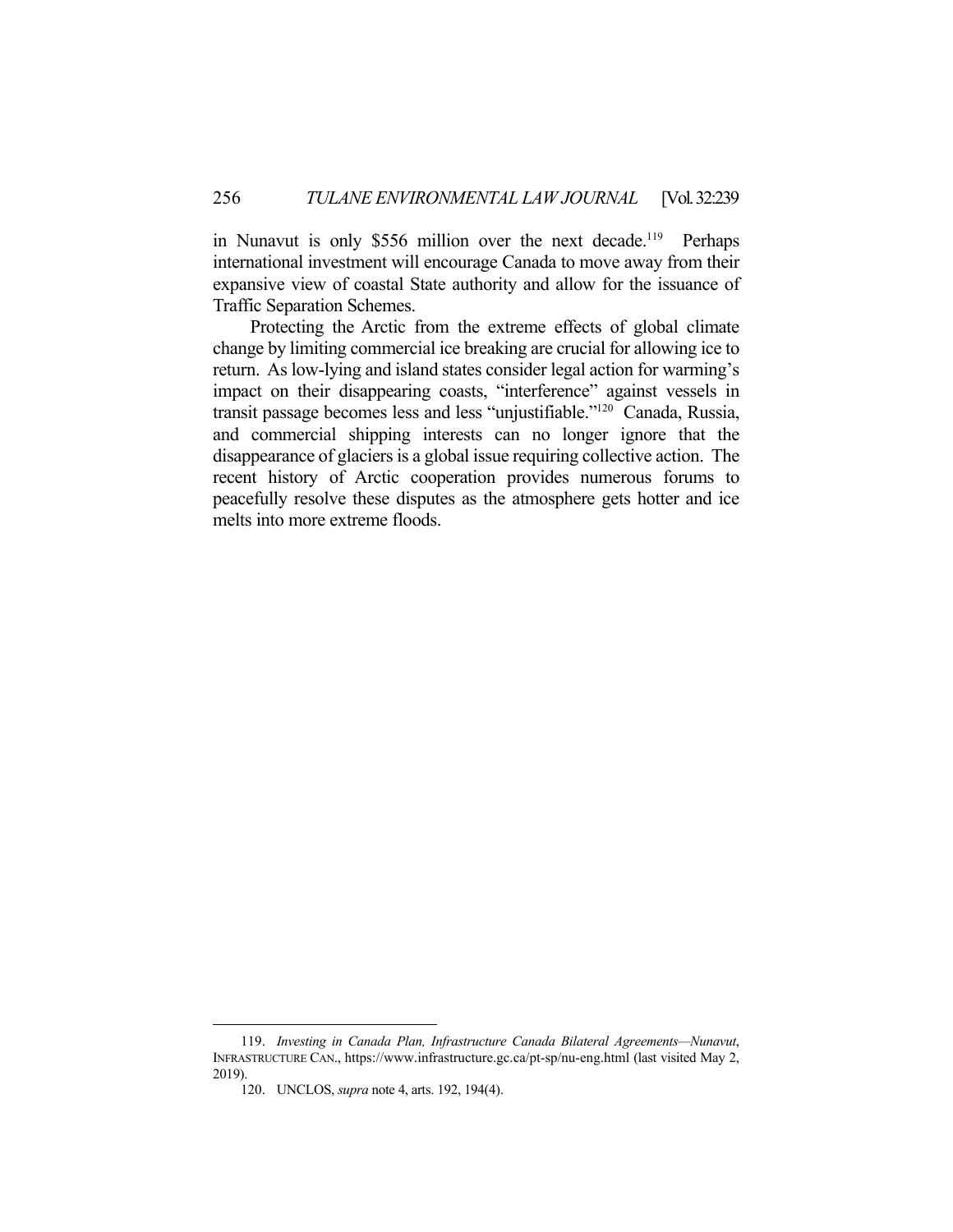in Nunavut is only $556 million over the next decade.[119] Perhaps international investment will encourage Canada to move away from their expansive view of coastal State authority and allow for the issuance of Traffic Separation Schemes.

Protecting the Arctic from the extreme effects of global climate change by limiting commercial ice breaking are crucial for allowing ice to return. As low-lying and island states consider legal action for warming's impact on their disappearing coasts, "interference" against vessels in transit passage becomes less and less "unjustifiable."[120] Canada, Russia, and commercial shipping interests can no longer ignore that the disappearance of glaciers is a global issue requiring collective action. The recent history of Arctic cooperation provides numerous forums to peacefully resolve these disputes as the atmosphere gets hotter and ice melts into more extreme floods.

---

119. *Investing in Canada Plan, Infrastructure Canada Bilateral Agreements—Nunavut*, INFRASTRUCTURE CAN., https://www.infrastructure.gc.ca/pt-sp/nu-eng.html (last visited May 2, 2019).

120. UNCLOS, *supra* note 4, arts. 192, 194(4).